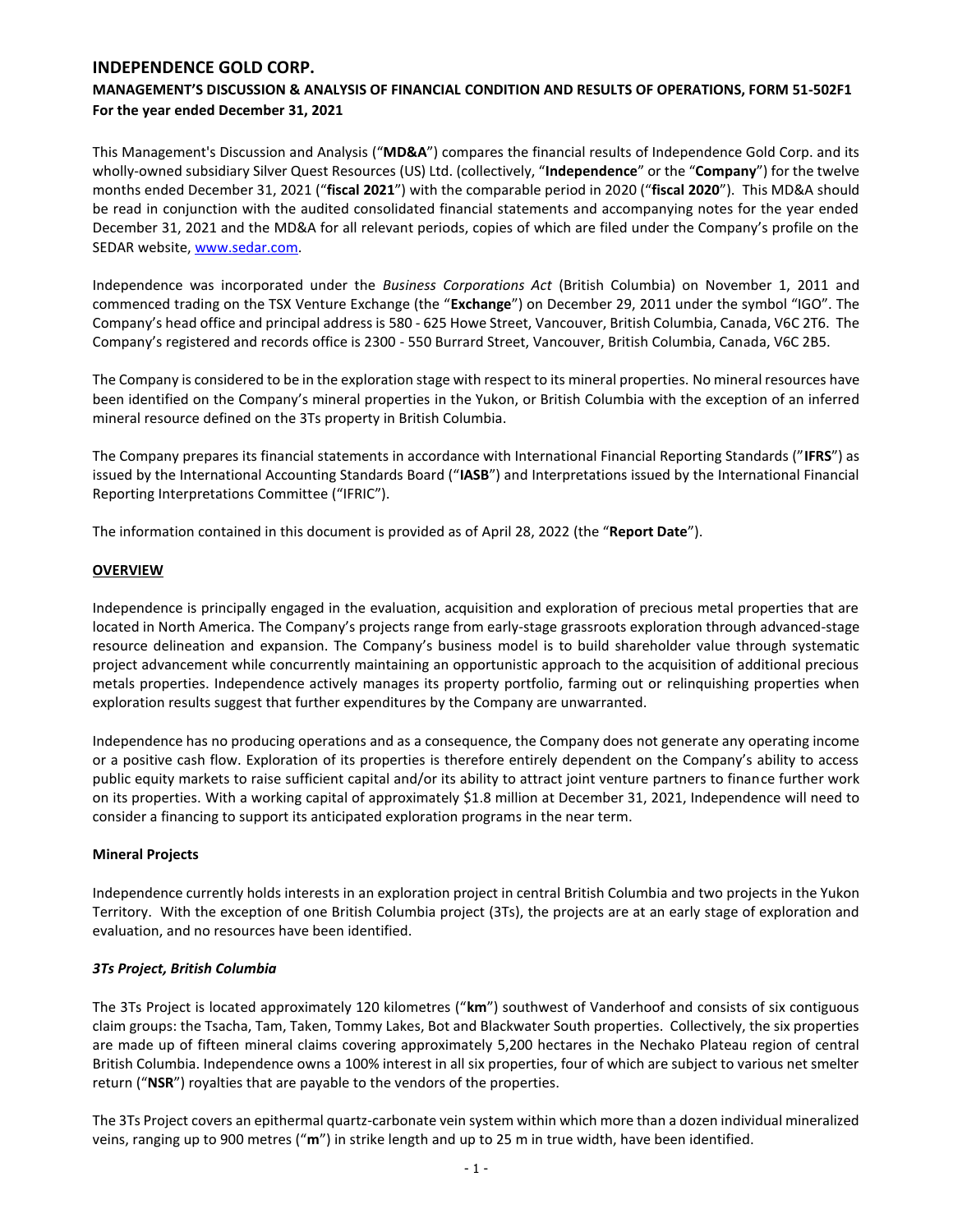# INDEPENDENCE GOLD CORP.

## MANAGEMENT'S DISCUSSION & ANALYSIS OF FINANCIAL CONDITION AND RESULTS OF OPERATIONS, FORM 51-502F1

**For the year ended December 31, 2021**

This Management's Discussion and Analysis ("**MD&A**") compares the financial results of Independence Gold Corp. and its wholly-owned subsidiary Silver Quest Resources (US) Ltd. (collectively, "**Independence**" or the "**Company**") for the twelve months ended December 31, 2021 ("**fiscal 2021**") with the comparable period in 2020 ("**fiscal 2020**"). This MD&A should be read in conjunction with the audited consolidated financial statements and accompanying notes for the year ended December 31, 2021 and the MD&A for all relevant periods, copies of which are filed under the Company's profile on the SEDAR website, www.sedar.com.

Independence was incorporated under the *Business Corporations Act* (British Columbia) on November 1, 2011 and commenced trading on the TSX Venture Exchange (the "**Exchange**") on December 29, 2011 under the symbol "IGO". The Company's head office and principal address is 580 - 625 Howe Street, Vancouver, British Columbia, Canada, V6C 2T6. The Company's registered and records office is 2300 - 550 Burrard Street, Vancouver, British Columbia, Canada, V6C 2B5.

The Company is considered to be in the exploration stage with respect to its mineral properties. No mineral resources have been identified on the Company's mineral properties in the Yukon, or British Columbia with the exception of an inferred mineral resource defined on the 3Ts property in British Columbia.

The Company prepares its financial statements in accordance with International Financial Reporting Standards ("**IFRS**") as issued by the International Accounting Standards Board ("**IASB**") and Interpretations issued by the International Financial Reporting Interpretations Committee ("IFRIC").

The information contained in this document is provided as of April 28, 2022 (the "**Report Date**").

### OVERVIEW

Independence is principally engaged in the evaluation, acquisition and exploration of precious metal properties that are located in North America. The Company's projects range from early-stage grassroots exploration through advanced-stage resource delineation and expansion. The Company's business model is to build shareholder value through systematic project advancement while concurrently maintaining an opportunistic approach to the acquisition of additional precious metals properties. Independence actively manages its property portfolio, farming out or relinquishing properties when exploration results suggest that further expenditures by the Company are unwarranted.

Independence has no producing operations and as a consequence, the Company does not generate any operating income or a positive cash flow. Exploration of its properties is therefore entirely dependent on the Company's ability to access public equity markets to raise sufficient capital and/or its ability to attract joint venture partners to finance further work on its properties. With a working capital of approximately $1.8 million at December 31, 2021, Independence will need to consider a financing to support its anticipated exploration programs in the near term.

### Mineral Projects

Independence currently holds interests in an exploration project in central British Columbia and two projects in the Yukon Territory. With the exception of one British Columbia project (3Ts), the projects are at an early stage of exploration and evaluation, and no resources have been identified.

#### *3Ts Project, British Columbia*

The 3Ts Project is located approximately 120 kilometres ("**km**") southwest of Vanderhoof and consists of six contiguous claim groups: the Tsacha, Tam, Taken, Tommy Lakes, Bot and Blackwater South properties. Collectively, the six properties are made up of fifteen mineral claims covering approximately 5,200 hectares in the Nechako Plateau region of central British Columbia. Independence owns a 100% interest in all six properties, four of which are subject to various net smelter return ("**NSR**") royalties that are payable to the vendors of the properties.

The 3Ts Project covers an epithermal quartz-carbonate vein system within which more than a dozen individual mineralized veins, ranging up to 900 metres ("**m**") in strike length and up to 25 m in true width, have been identified.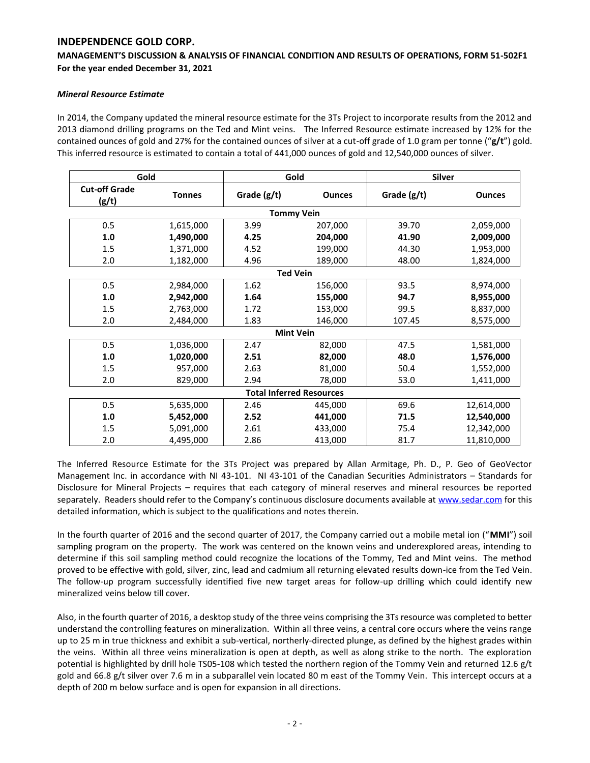### *Mineral Resource Estimate*

In 2014, the Company updated the mineral resource estimate for the 3Ts Project to incorporate results from the 2012 and 2013 diamond drilling programs on the Ted and Mint veins. The Inferred Resource estimate increased by 12% for the contained ounces of gold and 27% for the contained ounces of silver at a cut-off grade of 1.0 gram per tonne ("**g/t**") gold. This inferred resource is estimated to contain a total of 441,000 ounces of gold and 12,540,000 ounces of silver.

| Gold | | Gold | | Silver | |
|---|---|---|---|---|---|
| **Cut-off Grade (g/t)** | **Tonnes** | **Grade (g/t)** | **Ounces** | **Grade (g/t)** | **Ounces** |
| | | **Tommy Vein** | | | |
| 0.5 | 1,615,000 | 3.99 | 207,000 | 39.70 | 2,059,000 |
| **1.0** | **1,490,000** | **4.25** | **204,000** | **41.90** | **2,009,000** |
| 1.5 | 1,371,000 | 4.52 | 199,000 | 44.30 | 1,953,000 |
| 2.0 | 1,182,000 | 4.96 | 189,000 | 48.00 | 1,824,000 |
| | | **Ted Vein** | | | |
| 0.5 | 2,984,000 | 1.62 | 156,000 | 93.5 | 8,974,000 |
| **1.0** | **2,942,000** | **1.64** | **155,000** | **94.7** | **8,955,000** |
| 1.5 | 2,763,000 | 1.72 | 153,000 | 99.5 | 8,837,000 |
| 2.0 | 2,484,000 | 1.83 | 146,000 | 107.45 | 8,575,000 |
| | | **Mint Vein** | | | |
| 0.5 | 1,036,000 | 2.47 | 82,000 | 47.5 | 1,581,000 |
| **1.0** | **1,020,000** | **2.51** | **82,000** | **48.0** | **1,576,000** |
| 1.5 | 957,000 | 2.63 | 81,000 | 50.4 | 1,552,000 |
| 2.0 | 829,000 | 2.94 | 78,000 | 53.0 | 1,411,000 |
| | | **Total Inferred Resources** | | | |
| 0.5 | 5,635,000 | 2.46 | 445,000 | 69.6 | 12,614,000 |
| **1.0** | **5,452,000** | **2.52** | **441,000** | **71.5** | **12,540,000** |
| 1.5 | 5,091,000 | 2.61 | 433,000 | 75.4 | 12,342,000 |
| 2.0 | 4,495,000 | 2.86 | 413,000 | 81.7 | 11,810,000 |

The Inferred Resource Estimate for the 3Ts Project was prepared by Allan Armitage, Ph. D., P. Geo of GeoVector Management Inc. in accordance with NI 43-101. NI 43-101 of the Canadian Securities Administrators – Standards for Disclosure for Mineral Projects – requires that each category of mineral reserves and mineral resources be reported separately. Readers should refer to the Company's continuous disclosure documents available at www.sedar.com for this detailed information, which is subject to the qualifications and notes therein.

In the fourth quarter of 2016 and the second quarter of 2017, the Company carried out a mobile metal ion ("**MMI**") soil sampling program on the property. The work was centered on the known veins and underexplored areas, intending to determine if this soil sampling method could recognize the locations of the Tommy, Ted and Mint veins. The method proved to be effective with gold, silver, zinc, lead and cadmium all returning elevated results down-ice from the Ted Vein. The follow-up program successfully identified five new target areas for follow-up drilling which could identify new mineralized veins below till cover.

Also, in the fourth quarter of 2016, a desktop study of the three veins comprising the 3Ts resource was completed to better understand the controlling features on mineralization. Within all three veins, a central core occurs where the veins range up to 25 m in true thickness and exhibit a sub-vertical, northerly-directed plunge, as defined by the highest grades within the veins. Within all three veins mineralization is open at depth, as well as along strike to the north. The exploration potential is highlighted by drill hole TS05-108 which tested the northern region of the Tommy Vein and returned 12.6 g/t gold and 66.8 g/t silver over 7.6 m in a subparallel vein located 80 m east of the Tommy Vein. This intercept occurs at a depth of 200 m below surface and is open for expansion in all directions.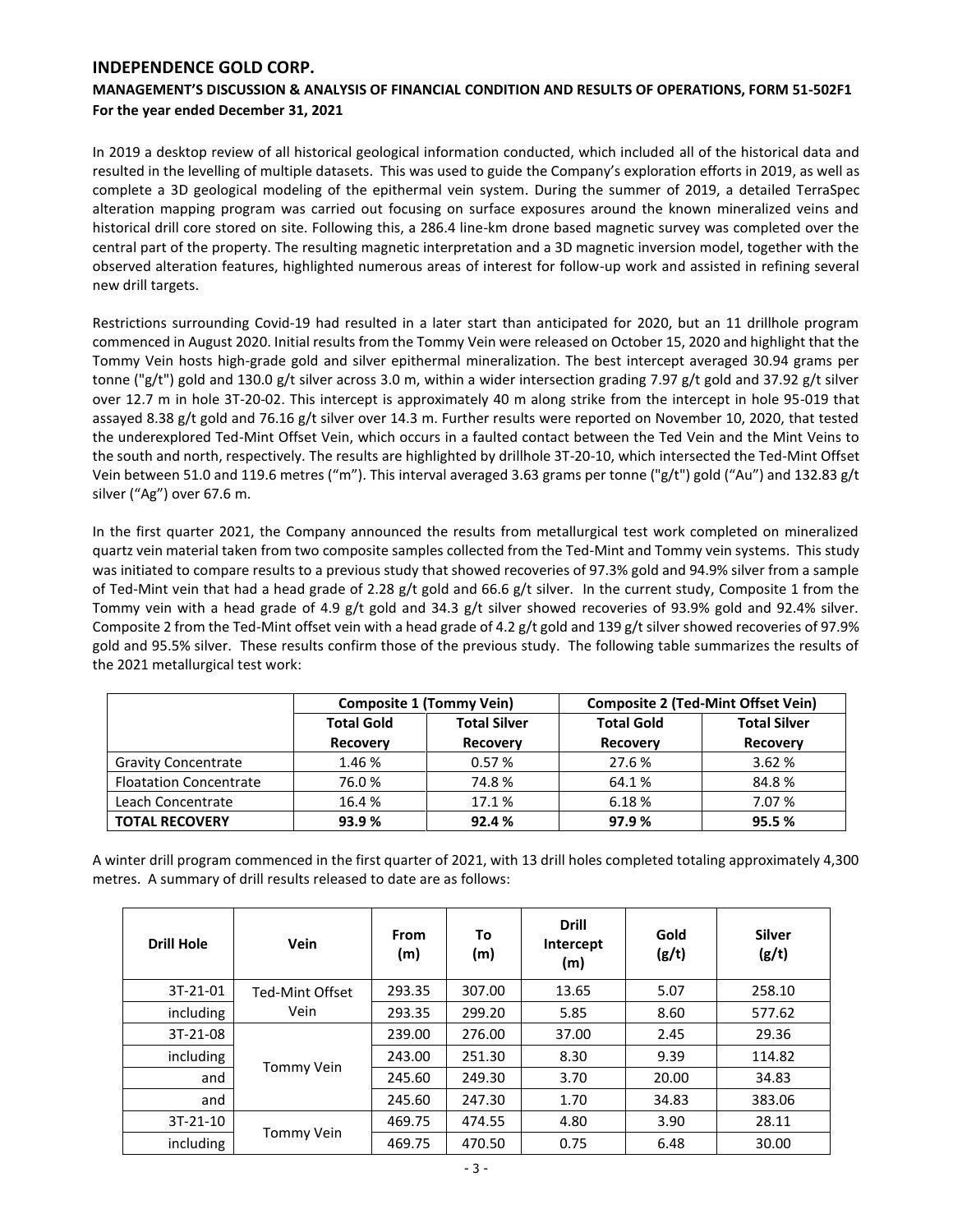In 2019 a desktop review of all historical geological information conducted, which included all of the historical data and resulted in the levelling of multiple datasets. This was used to guide the Company's exploration efforts in 2019, as well as complete a 3D geological modeling of the epithermal vein system. During the summer of 2019, a detailed TerraSpec alteration mapping program was carried out focusing on surface exposures around the known mineralized veins and historical drill core stored on site. Following this, a 286.4 line-km drone based magnetic survey was completed over the central part of the property. The resulting magnetic interpretation and a 3D magnetic inversion model, together with the observed alteration features, highlighted numerous areas of interest for follow-up work and assisted in refining several new drill targets.

Restrictions surrounding Covid-19 had resulted in a later start than anticipated for 2020, but an 11 drillhole program commenced in August 2020. Initial results from the Tommy Vein were released on October 15, 2020 and highlight that the Tommy Vein hosts high-grade gold and silver epithermal mineralization. The best intercept averaged 30.94 grams per tonne ("g/t") gold and 130.0 g/t silver across 3.0 m, within a wider intersection grading 7.97 g/t gold and 37.92 g/t silver over 12.7 m in hole 3T-20-02. This intercept is approximately 40 m along strike from the intercept in hole 95-019 that assayed 8.38 g/t gold and 76.16 g/t silver over 14.3 m. Further results were reported on November 10, 2020, that tested the underexplored Ted-Mint Offset Vein, which occurs in a faulted contact between the Ted Vein and the Mint Veins to the south and north, respectively. The results are highlighted by drillhole 3T-20-10, which intersected the Ted-Mint Offset Vein between 51.0 and 119.6 metres ("m"). This interval averaged 3.63 grams per tonne ("g/t") gold ("Au") and 132.83 g/t silver ("Ag") over 67.6 m.

In the first quarter 2021, the Company announced the results from metallurgical test work completed on mineralized quartz vein material taken from two composite samples collected from the Ted-Mint and Tommy vein systems. This study was initiated to compare results to a previous study that showed recoveries of 97.3% gold and 94.9% silver from a sample of Ted-Mint vein that had a head grade of 2.28 g/t gold and 66.6 g/t silver. In the current study, Composite 1 from the Tommy vein with a head grade of 4.9 g/t gold and 34.3 g/t silver showed recoveries of 93.9% gold and 92.4% silver. Composite 2 from the Ted-Mint offset vein with a head grade of 4.2 g/t gold and 139 g/t silver showed recoveries of 97.9% gold and 95.5% silver. These results confirm those of the previous study. The following table summarizes the results of the 2021 metallurgical test work:

| | **Composite 1 (Tommy Vein)** | | **Composite 2 (Ted-Mint Offset Vein)** | |
|---|---|---|---|---|
| | **Total Gold Recovery** | **Total Silver Recovery** | **Total Gold Recovery** | **Total Silver Recovery** |
| Gravity Concentrate | 1.46 % | 0.57 % | 27.6 % | 3.62 % |
| Floatation Concentrate | 76.0 % | 74.8 % | 64.1 % | 84.8 % |
| Leach Concentrate | 16.4 % | 17.1 % | 6.18 % | 7.07 % |
| **TOTAL RECOVERY** | **93.9 %** | **92.4 %** | **97.9 %** | **95.5 %** |

A winter drill program commenced in the first quarter of 2021, with 13 drill holes completed totaling approximately 4,300 metres. A summary of drill results released to date are as follows:

| Drill Hole | Vein | From (m) | To (m) | Drill Intercept (m) | Gold (g/t) | Silver (g/t) |
|---|---|---|---|---|---|---|
| 3T-21-01 | Ted-Mint Offset Vein | 293.35 | 307.00 | 13.65 | 5.07 | 258.10 |
| including | | 293.35 | 299.20 | 5.85 | 8.60 | 577.62 |
| 3T-21-08 | Tommy Vein | 239.00 | 276.00 | 37.00 | 2.45 | 29.36 |
| including | | 243.00 | 251.30 | 8.30 | 9.39 | 114.82 |
| and | | 245.60 | 249.30 | 3.70 | 20.00 | 34.83 |
| and | | 245.60 | 247.30 | 1.70 | 34.83 | 383.06 |
| 3T-21-10 | Tommy Vein | 469.75 | 474.55 | 4.80 | 3.90 | 28.11 |
| including | | 469.75 | 470.50 | 0.75 | 6.48 | 30.00 |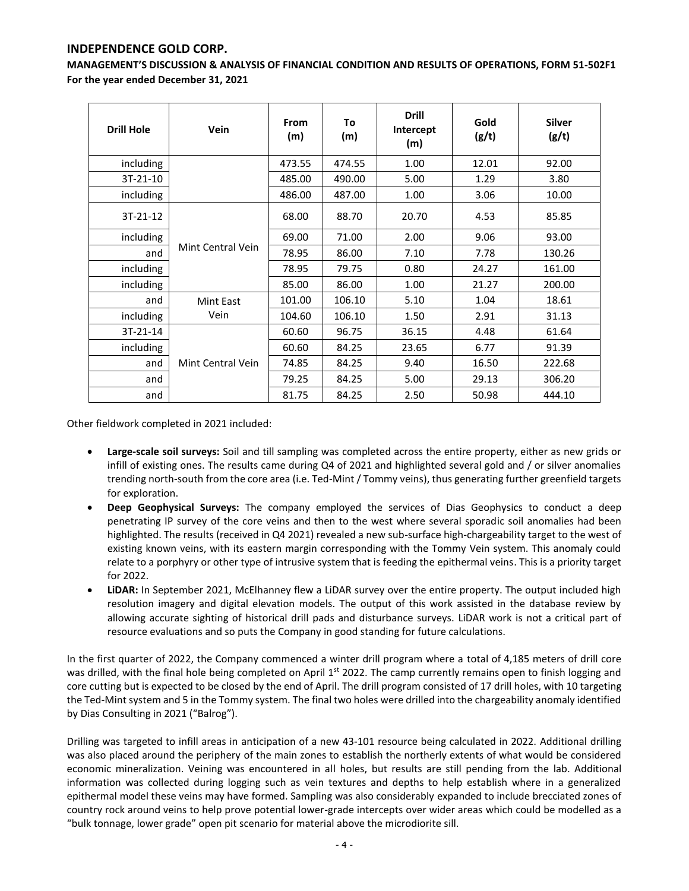| Drill Hole | Vein | From (m) | To (m) | Drill Intercept (m) | Gold (g/t) | Silver (g/t) |
|---|---|---|---|---|---|---|
| including | | 473.55 | 474.55 | 1.00 | 12.01 | 92.00 |
| 3T-21-10 | | 485.00 | 490.00 | 5.00 | 1.29 | 3.80 |
| including | | 486.00 | 487.00 | 1.00 | 3.06 | 10.00 |
| 3T-21-12 | Mint Central Vein | 68.00 | 88.70 | 20.70 | 4.53 | 85.85 |
| including | | 69.00 | 71.00 | 2.00 | 9.06 | 93.00 |
| and | | 78.95 | 86.00 | 7.10 | 7.78 | 130.26 |
| including | | 78.95 | 79.75 | 0.80 | 24.27 | 161.00 |
| including | | 85.00 | 86.00 | 1.00 | 21.27 | 200.00 |
| and | Mint East Vein | 101.00 | 106.10 | 5.10 | 1.04 | 18.61 |
| including | | 104.60 | 106.10 | 1.50 | 2.91 | 31.13 |
| 3T-21-14 | Mint Central Vein | 60.60 | 96.75 | 36.15 | 4.48 | 61.64 |
| including | | 60.60 | 84.25 | 23.65 | 6.77 | 91.39 |
| and | | 74.85 | 84.25 | 9.40 | 16.50 | 222.68 |
| and | | 79.25 | 84.25 | 5.00 | 29.13 | 306.20 |
| and | | 81.75 | 84.25 | 2.50 | 50.98 | 444.10 |

Other fieldwork completed in 2021 included:

- **Large-scale soil surveys:** Soil and till sampling was completed across the entire property, either as new grids or infill of existing ones. The results came during Q4 of 2021 and highlighted several gold and / or silver anomalies trending north-south from the core area (i.e. Ted-Mint / Tommy veins), thus generating further greenfield targets for exploration.
- **Deep Geophysical Surveys:** The company employed the services of Dias Geophysics to conduct a deep penetrating IP survey of the core veins and then to the west where several sporadic soil anomalies had been highlighted. The results (received in Q4 2021) revealed a new sub-surface high-chargeability target to the west of existing known veins, with its eastern margin corresponding with the Tommy Vein system. This anomaly could relate to a porphyry or other type of intrusive system that is feeding the epithermal veins. This is a priority target for 2022.
- **LiDAR:** In September 2021, McElhanney flew a LiDAR survey over the entire property. The output included high resolution imagery and digital elevation models. The output of this work assisted in the database review by allowing accurate sighting of historical drill pads and disturbance surveys. LiDAR work is not a critical part of resource evaluations and so puts the Company in good standing for future calculations.

In the first quarter of 2022, the Company commenced a winter drill program where a total of 4,185 meters of drill core was drilled, with the final hole being completed on April 1st 2022. The camp currently remains open to finish logging and core cutting but is expected to be closed by the end of April. The drill program consisted of 17 drill holes, with 10 targeting the Ted-Mint system and 5 in the Tommy system. The final two holes were drilled into the chargeability anomaly identified by Dias Consulting in 2021 ("Balrog").

Drilling was targeted to infill areas in anticipation of a new 43-101 resource being calculated in 2022. Additional drilling was also placed around the periphery of the main zones to establish the northerly extents of what would be considered economic mineralization. Veining was encountered in all holes, but results are still pending from the lab. Additional information was collected during logging such as vein textures and depths to help establish where in a generalized epithermal model these veins may have formed. Sampling was also considerably expanded to include brecciated zones of country rock around veins to help prove potential lower-grade intercepts over wider areas which could be modelled as a "bulk tonnage, lower grade" open pit scenario for material above the microdiorite sill.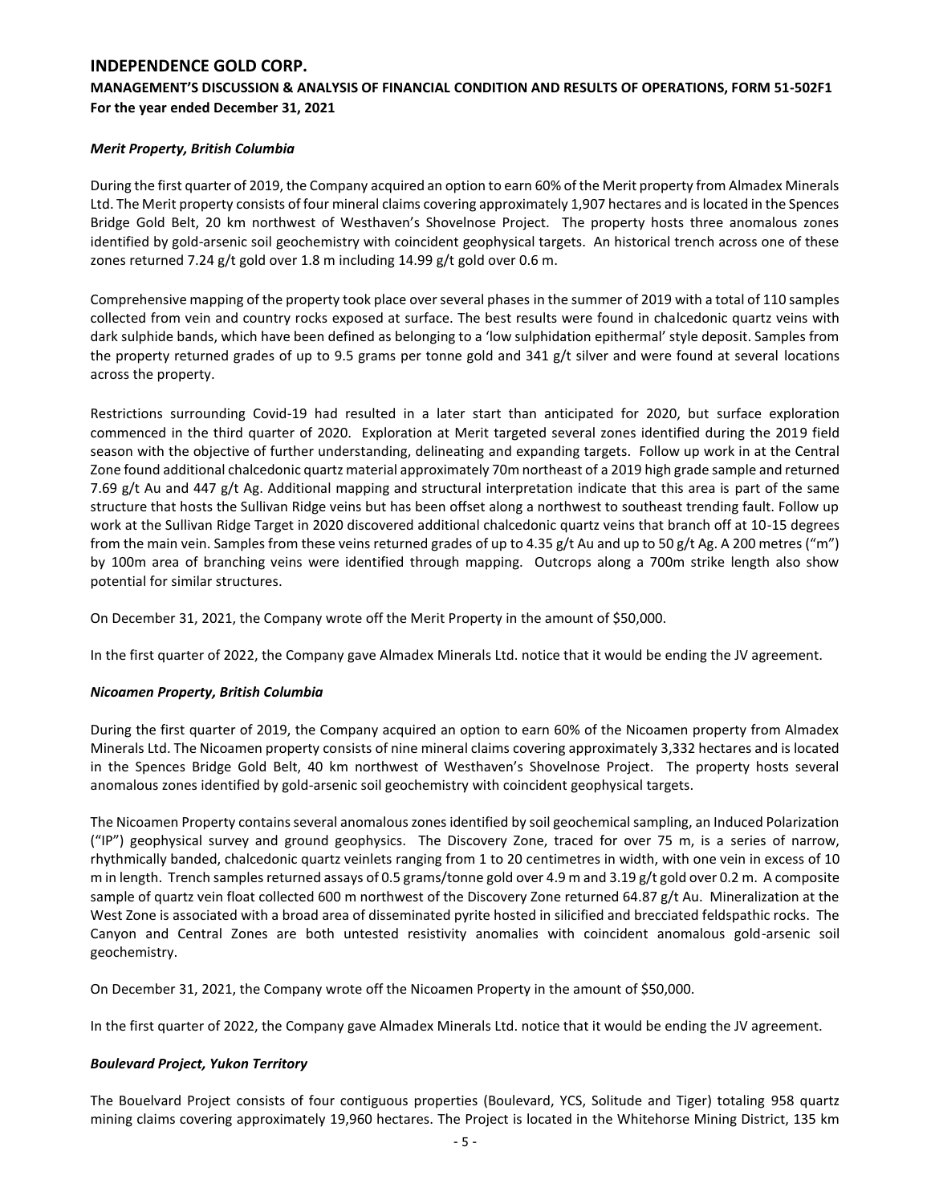### *Merit Property, British Columbia*

During the first quarter of 2019, the Company acquired an option to earn 60% of the Merit property from Almadex Minerals Ltd. The Merit property consists of four mineral claims covering approximately 1,907 hectares and is located in the Spences Bridge Gold Belt, 20 km northwest of Westhaven's Shovelnose Project. The property hosts three anomalous zones identified by gold-arsenic soil geochemistry with coincident geophysical targets. An historical trench across one of these zones returned 7.24 g/t gold over 1.8 m including 14.99 g/t gold over 0.6 m.

Comprehensive mapping of the property took place over several phases in the summer of 2019 with a total of 110 samples collected from vein and country rocks exposed at surface. The best results were found in chalcedonic quartz veins with dark sulphide bands, which have been defined as belonging to a 'low sulphidation epithermal' style deposit. Samples from the property returned grades of up to 9.5 grams per tonne gold and 341 g/t silver and were found at several locations across the property.

Restrictions surrounding Covid-19 had resulted in a later start than anticipated for 2020, but surface exploration commenced in the third quarter of 2020. Exploration at Merit targeted several zones identified during the 2019 field season with the objective of further understanding, delineating and expanding targets. Follow up work in at the Central Zone found additional chalcedonic quartz material approximately 70m northeast of a 2019 high grade sample and returned 7.69 g/t Au and 447 g/t Ag. Additional mapping and structural interpretation indicate that this area is part of the same structure that hosts the Sullivan Ridge veins but has been offset along a northwest to southeast trending fault. Follow up work at the Sullivan Ridge Target in 2020 discovered additional chalcedonic quartz veins that branch off at 10-15 degrees from the main vein. Samples from these veins returned grades of up to 4.35 g/t Au and up to 50 g/t Ag. A 200 metres ("m") by 100m area of branching veins were identified through mapping. Outcrops along a 700m strike length also show potential for similar structures.

On December 31, 2021, the Company wrote off the Merit Property in the amount of $50,000.

In the first quarter of 2022, the Company gave Almadex Minerals Ltd. notice that it would be ending the JV agreement.

### *Nicoamen Property, British Columbia*

During the first quarter of 2019, the Company acquired an option to earn 60% of the Nicoamen property from Almadex Minerals Ltd. The Nicoamen property consists of nine mineral claims covering approximately 3,332 hectares and is located in the Spences Bridge Gold Belt, 40 km northwest of Westhaven's Shovelnose Project. The property hosts several anomalous zones identified by gold-arsenic soil geochemistry with coincident geophysical targets.

The Nicoamen Property contains several anomalous zones identified by soil geochemical sampling, an Induced Polarization ("IP") geophysical survey and ground geophysics. The Discovery Zone, traced for over 75 m, is a series of narrow, rhythmically banded, chalcedonic quartz veinlets ranging from 1 to 20 centimetres in width, with one vein in excess of 10 m in length. Trench samples returned assays of 0.5 grams/tonne gold over 4.9 m and 3.19 g/t gold over 0.2 m. A composite sample of quartz vein float collected 600 m northwest of the Discovery Zone returned 64.87 g/t Au. Mineralization at the West Zone is associated with a broad area of disseminated pyrite hosted in silicified and brecciated feldspathic rocks. The Canyon and Central Zones are both untested resistivity anomalies with coincident anomalous gold-arsenic soil geochemistry.

On December 31, 2021, the Company wrote off the Nicoamen Property in the amount of $50,000.

In the first quarter of 2022, the Company gave Almadex Minerals Ltd. notice that it would be ending the JV agreement.

### *Boulevard Project, Yukon Territory*

The Bouelvard Project consists of four contiguous properties (Boulevard, YCS, Solitude and Tiger) totaling 958 quartz mining claims covering approximately 19,960 hectares. The Project is located in the Whitehorse Mining District, 135 km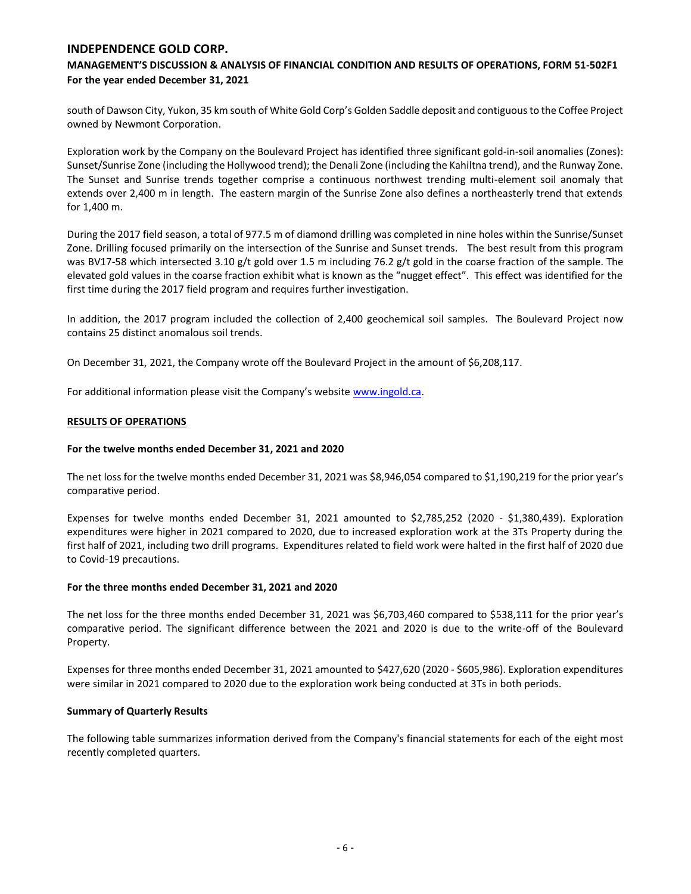south of Dawson City, Yukon, 35 km south of White Gold Corp's Golden Saddle deposit and contiguous to the Coffee Project owned by Newmont Corporation.

Exploration work by the Company on the Boulevard Project has identified three significant gold-in-soil anomalies (Zones): Sunset/Sunrise Zone (including the Hollywood trend); the Denali Zone (including the Kahiltna trend), and the Runway Zone. The Sunset and Sunrise trends together comprise a continuous northwest trending multi-element soil anomaly that extends over 2,400 m in length. The eastern margin of the Sunrise Zone also defines a northeasterly trend that extends for 1,400 m.

During the 2017 field season, a total of 977.5 m of diamond drilling was completed in nine holes within the Sunrise/Sunset Zone. Drilling focused primarily on the intersection of the Sunrise and Sunset trends. The best result from this program was BV17-58 which intersected 3.10 g/t gold over 1.5 m including 76.2 g/t gold in the coarse fraction of the sample. The elevated gold values in the coarse fraction exhibit what is known as the "nugget effect". This effect was identified for the first time during the 2017 field program and requires further investigation.

In addition, the 2017 program included the collection of 2,400 geochemical soil samples. The Boulevard Project now contains 25 distinct anomalous soil trends.

On December 31, 2021, the Company wrote off the Boulevard Project in the amount of $6,208,117.

For additional information please visit the Company's website www.ingold.ca.

## RESULTS OF OPERATIONS

### For the twelve months ended December 31, 2021 and 2020

The net loss for the twelve months ended December 31, 2021 was $8,946,054 compared to $1,190,219 for the prior year's comparative period.

Expenses for twelve months ended December 31, 2021 amounted to $2,785,252 (2020 - $1,380,439). Exploration expenditures were higher in 2021 compared to 2020, due to increased exploration work at the 3Ts Property during the first half of 2021, including two drill programs. Expenditures related to field work were halted in the first half of 2020 due to Covid-19 precautions.

### For the three months ended December 31, 2021 and 2020

The net loss for the three months ended December 31, 2021 was $6,703,460 compared to $538,111 for the prior year's comparative period. The significant difference between the 2021 and 2020 is due to the write-off of the Boulevard Property.

Expenses for three months ended December 31, 2021 amounted to $427,620 (2020 - $605,986). Exploration expenditures were similar in 2021 compared to 2020 due to the exploration work being conducted at 3Ts in both periods.

### Summary of Quarterly Results

The following table summarizes information derived from the Company's financial statements for each of the eight most recently completed quarters.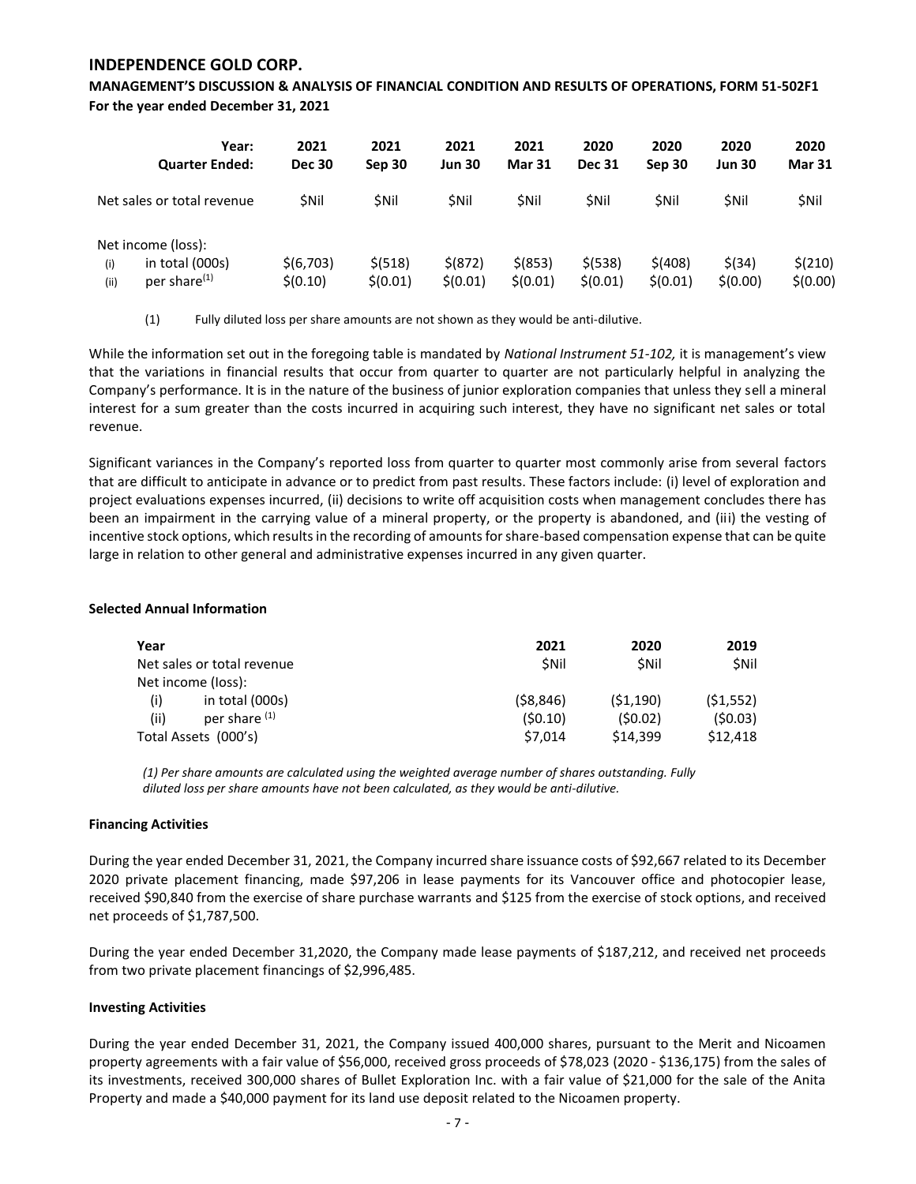| | Year: Quarter Ended: | 2021 Dec 30 | 2021 Sep 30 | 2021 Jun 30 | 2021 Mar 31 | 2020 Dec 31 | 2020 Sep 30 | 2020 Jun 30 | 2020 Mar 31 |
|---|---|---|---|---|---|---|---|---|---|
| Net sales or total revenue | | $Nil | $Nil | $Nil | $Nil | $Nil | $Nil | $Nil | $Nil |
| Net income (loss): | | | | | | | | | |
| (i) | in total (000s) | $(6,703) | $(518) | $(872) | $(853) | $(538) | $(408) | $(34) | $(210) |
| (ii) | per share(1) | $(0.10) | $(0.01) | $(0.01) | $(0.01) | $(0.01) | $(0.01) | $(0.00) | $(0.00) |

(1) Fully diluted loss per share amounts are not shown as they would be anti-dilutive.

While the information set out in the foregoing table is mandated by *National Instrument 51-102,* it is management's view that the variations in financial results that occur from quarter to quarter are not particularly helpful in analyzing the Company's performance. It is in the nature of the business of junior exploration companies that unless they sell a mineral interest for a sum greater than the costs incurred in acquiring such interest, they have no significant net sales or total revenue.

Significant variances in the Company's reported loss from quarter to quarter most commonly arise from several factors that are difficult to anticipate in advance or to predict from past results. These factors include: (i) level of exploration and project evaluations expenses incurred, (ii) decisions to write off acquisition costs when management concludes there has been an impairment in the carrying value of a mineral property, or the property is abandoned, and (iii) the vesting of incentive stock options, which results in the recording of amounts for share-based compensation expense that can be quite large in relation to other general and administrative expenses incurred in any given quarter.

**Selected Annual Information**

| Year | | 2021 | 2020 | 2019 |
|---|---|---|---|---|
| Net sales or total revenue | | $Nil | $Nil | $Nil |
| Net income (loss): | | | | |
| (i) | in total (000s) | ($8,846) | ($1,190) | ($1,552) |
| (ii) | per share (1) | ($0.10) | ($0.02) | ($0.03) |
| Total Assets (000's) | | $7,014 | $14,399 | $12,418 |

*(1) Per share amounts are calculated using the weighted average number of shares outstanding. Fully diluted loss per share amounts have not been calculated, as they would be anti-dilutive.*

**Financing Activities**

During the year ended December 31, 2021, the Company incurred share issuance costs of $92,667 related to its December 2020 private placement financing, made $97,206 in lease payments for its Vancouver office and photocopier lease, received $90,840 from the exercise of share purchase warrants and $125 from the exercise of stock options, and received net proceeds of $1,787,500.

During the year ended December 31,2020, the Company made lease payments of $187,212, and received net proceeds from two private placement financings of $2,996,485.

**Investing Activities**

During the year ended December 31, 2021, the Company issued 400,000 shares, pursuant to the Merit and Nicoamen property agreements with a fair value of $56,000, received gross proceeds of $78,023 (2020 - $136,175) from the sales of its investments, received 300,000 shares of Bullet Exploration Inc. with a fair value of $21,000 for the sale of the Anita Property and made a $40,000 payment for its land use deposit related to the Nicoamen property.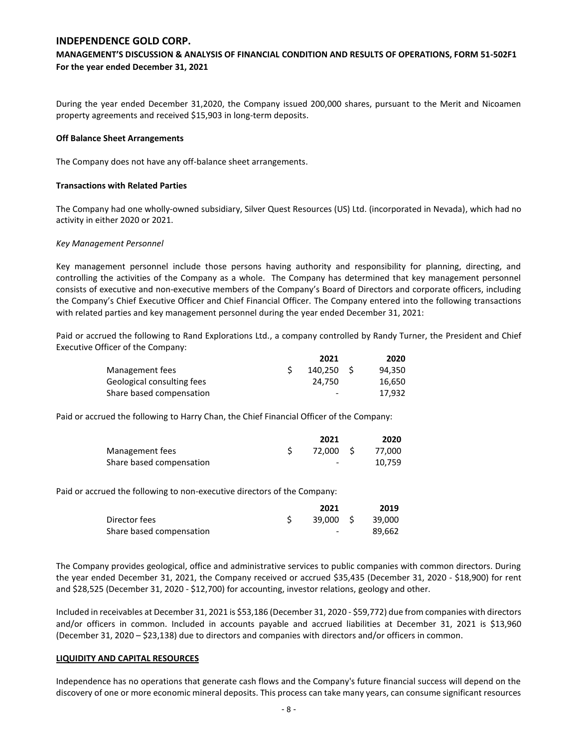During the year ended December 31,2020, the Company issued 200,000 shares, pursuant to the Merit and Nicoamen property agreements and received $15,903 in long-term deposits.

**Off Balance Sheet Arrangements**

The Company does not have any off-balance sheet arrangements.

**Transactions with Related Parties**

The Company had one wholly-owned subsidiary, Silver Quest Resources (US) Ltd. (incorporated in Nevada), which had no activity in either 2020 or 2021.

*Key Management Personnel*

Key management personnel include those persons having authority and responsibility for planning, directing, and controlling the activities of the Company as a whole. The Company has determined that key management personnel consists of executive and non-executive members of the Company's Board of Directors and corporate officers, including the Company's Chief Executive Officer and Chief Financial Officer. The Company entered into the following transactions with related parties and key management personnel during the year ended December 31, 2021:

Paid or accrued the following to Rand Explorations Ltd., a company controlled by Randy Turner, the President and Chief Executive Officer of the Company:

| | 2021 | 2020 |
|---|---|---|
| Management fees | $ 140,250 | $ 94,350 |
| Geological consulting fees | 24,750 | 16,650 |
| Share based compensation | - | 17,932 |

Paid or accrued the following to Harry Chan, the Chief Financial Officer of the Company:

| | 2021 | 2020 |
|---|---|---|
| Management fees | $ 72,000 | $ 77,000 |
| Share based compensation | - | 10,759 |

Paid or accrued the following to non-executive directors of the Company:

| | 2021 | 2019 |
|---|---|---|
| Director fees | $ 39,000 | $ 39,000 |
| Share based compensation | - | 89,662 |

The Company provides geological, office and administrative services to public companies with common directors. During the year ended December 31, 2021, the Company received or accrued $35,435 (December 31, 2020 - $18,900) for rent and $28,525 (December 31, 2020 - $12,700) for accounting, investor relations, geology and other.

Included in receivables at December 31, 2021 is $53,186 (December 31, 2020 - $59,772) due from companies with directors and/or officers in common. Included in accounts payable and accrued liabilities at December 31, 2021 is $13,960 (December 31, 2020 – $23,138) due to directors and companies with directors and/or officers in common.

**LIQUIDITY AND CAPITAL RESOURCES**

Independence has no operations that generate cash flows and the Company's future financial success will depend on the discovery of one or more economic mineral deposits. This process can take many years, can consume significant resources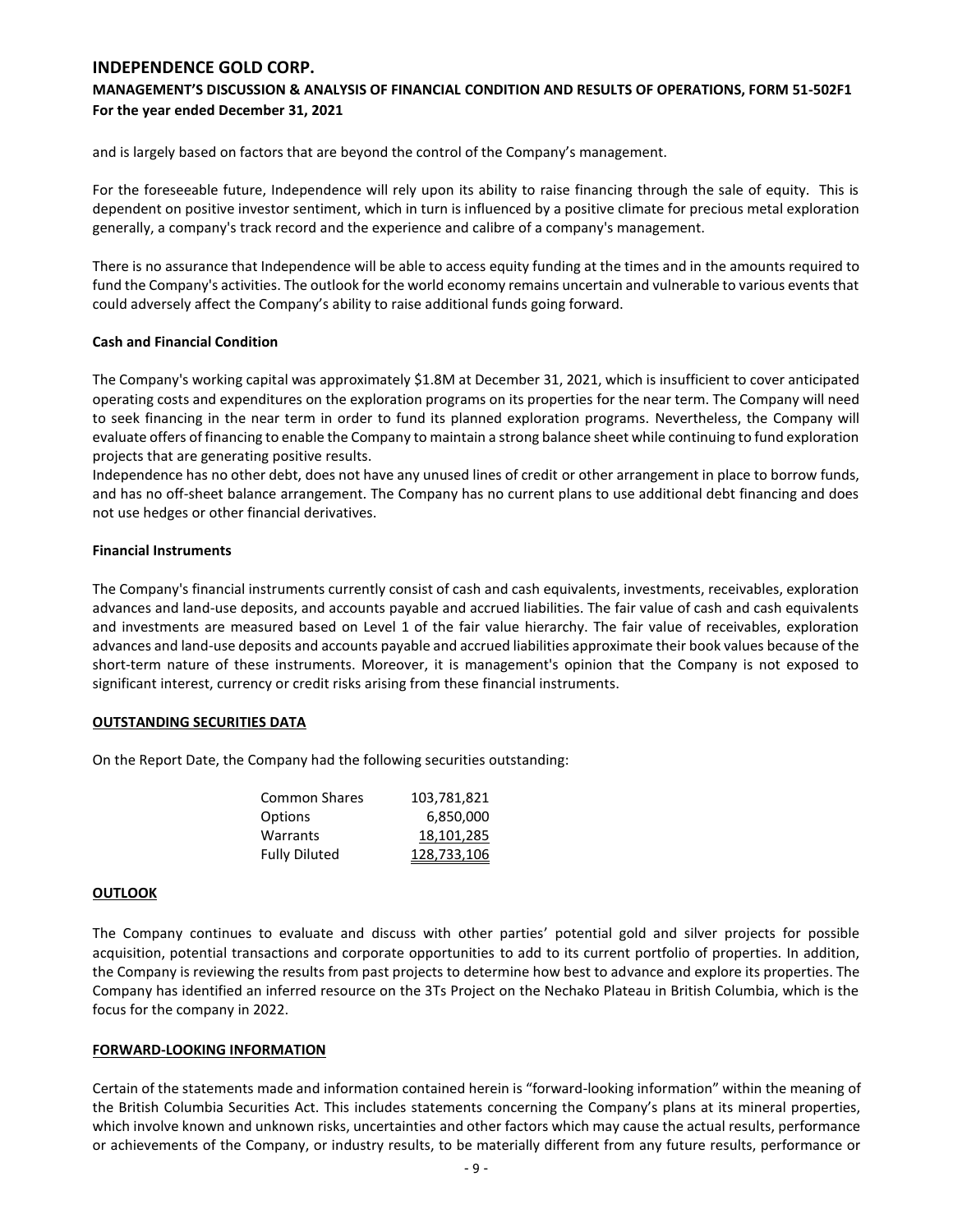and is largely based on factors that are beyond the control of the Company's management.

For the foreseeable future, Independence will rely upon its ability to raise financing through the sale of equity. This is dependent on positive investor sentiment, which in turn is influenced by a positive climate for precious metal exploration generally, a company's track record and the experience and calibre of a company's management.

There is no assurance that Independence will be able to access equity funding at the times and in the amounts required to fund the Company's activities. The outlook for the world economy remains uncertain and vulnerable to various events that could adversely affect the Company's ability to raise additional funds going forward.

**Cash and Financial Condition**

The Company's working capital was approximately $1.8M at December 31, 2021, which is insufficient to cover anticipated operating costs and expenditures on the exploration programs on its properties for the near term. The Company will need to seek financing in the near term in order to fund its planned exploration programs. Nevertheless, the Company will evaluate offers of financing to enable the Company to maintain a strong balance sheet while continuing to fund exploration projects that are generating positive results.
Independence has no other debt, does not have any unused lines of credit or other arrangement in place to borrow funds, and has no off-sheet balance arrangement. The Company has no current plans to use additional debt financing and does not use hedges or other financial derivatives.

**Financial Instruments**

The Company's financial instruments currently consist of cash and cash equivalents, investments, receivables, exploration advances and land-use deposits, and accounts payable and accrued liabilities. The fair value of cash and cash equivalents and investments are measured based on Level 1 of the fair value hierarchy. The fair value of receivables, exploration advances and land-use deposits and accounts payable and accrued liabilities approximate their book values because of the short-term nature of these instruments. Moreover, it is management's opinion that the Company is not exposed to significant interest, currency or credit risks arising from these financial instruments.

## OUTSTANDING SECURITIES DATA

On the Report Date, the Company had the following securities outstanding:

| | |
|---|---:|
| Common Shares | 103,781,821 |
| Options | 6,850,000 |
| Warrants | 18,101,285 |
| Fully Diluted | 128,733,106 |

## OUTLOOK

The Company continues to evaluate and discuss with other parties' potential gold and silver projects for possible acquisition, potential transactions and corporate opportunities to add to its current portfolio of properties. In addition, the Company is reviewing the results from past projects to determine how best to advance and explore its properties. The Company has identified an inferred resource on the 3Ts Project on the Nechako Plateau in British Columbia, which is the focus for the company in 2022.

## FORWARD-LOOKING INFORMATION

Certain of the statements made and information contained herein is "forward-looking information" within the meaning of the British Columbia Securities Act. This includes statements concerning the Company's plans at its mineral properties, which involve known and unknown risks, uncertainties and other factors which may cause the actual results, performance or achievements of the Company, or industry results, to be materially different from any future results, performance or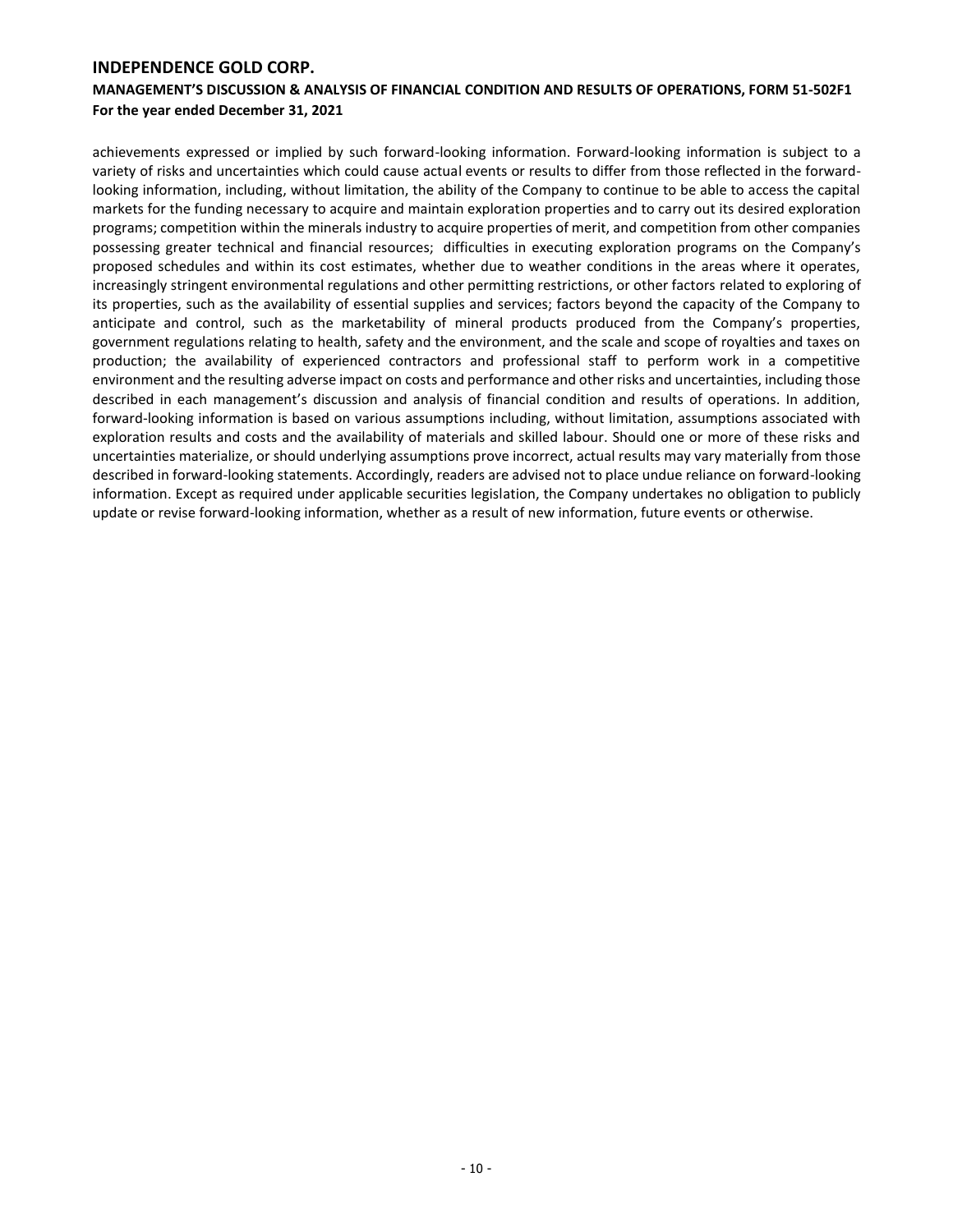achievements expressed or implied by such forward-looking information. Forward-looking information is subject to a variety of risks and uncertainties which could cause actual events or results to differ from those reflected in the forward-looking information, including, without limitation, the ability of the Company to continue to be able to access the capital markets for the funding necessary to acquire and maintain exploration properties and to carry out its desired exploration programs; competition within the minerals industry to acquire properties of merit, and competition from other companies possessing greater technical and financial resources; difficulties in executing exploration programs on the Company's proposed schedules and within its cost estimates, whether due to weather conditions in the areas where it operates, increasingly stringent environmental regulations and other permitting restrictions, or other factors related to exploring of its properties, such as the availability of essential supplies and services; factors beyond the capacity of the Company to anticipate and control, such as the marketability of mineral products produced from the Company's properties, government regulations relating to health, safety and the environment, and the scale and scope of royalties and taxes on production; the availability of experienced contractors and professional staff to perform work in a competitive environment and the resulting adverse impact on costs and performance and other risks and uncertainties, including those described in each management's discussion and analysis of financial condition and results of operations. In addition, forward-looking information is based on various assumptions including, without limitation, assumptions associated with exploration results and costs and the availability of materials and skilled labour. Should one or more of these risks and uncertainties materialize, or should underlying assumptions prove incorrect, actual results may vary materially from those described in forward-looking statements. Accordingly, readers are advised not to place undue reliance on forward-looking information. Except as required under applicable securities legislation, the Company undertakes no obligation to publicly update or revise forward-looking information, whether as a result of new information, future events or otherwise.